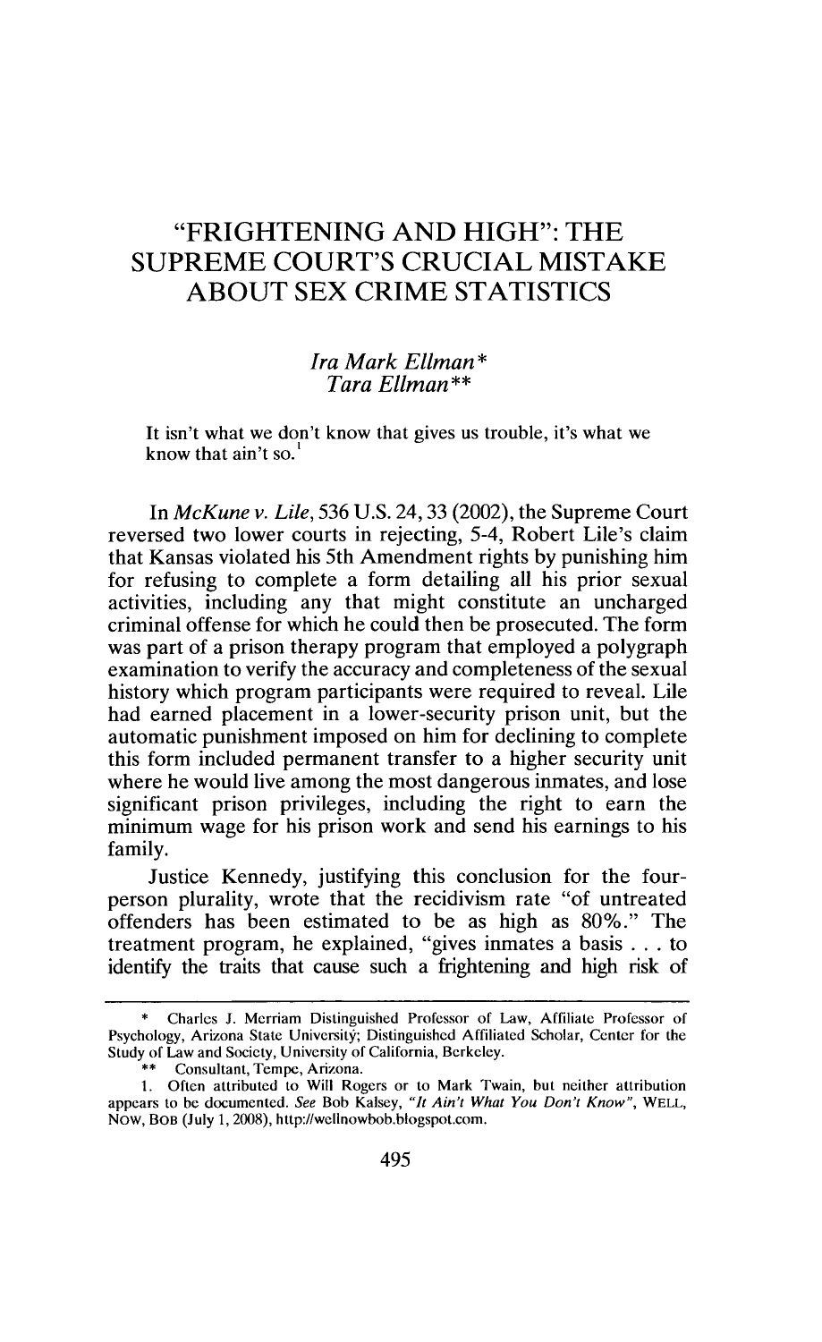# "FRIGHTENING AND HIGH": THE SUPREME COURT'S CRUCIAL MISTAKE ABOUT SEX CRIME STATISTICS

*Ira Mark Ellman\**
*Tara Ellman\*\**

It isn't what we don't know that gives us trouble, it's what we know that ain't so.[1]

In *McKune v. Lile*, 536 U.S. 24, 33 (2002), the Supreme Court reversed two lower courts in rejecting, 5-4, Robert Lile's claim that Kansas violated his 5th Amendment rights by punishing him for refusing to complete a form detailing all his prior sexual activities, including any that might constitute an uncharged criminal offense for which he could then be prosecuted. The form was part of a prison therapy program that employed a polygraph examination to verify the accuracy and completeness of the sexual history which program participants were required to reveal. Lile had earned placement in a lower-security prison unit, but the automatic punishment imposed on him for declining to complete this form included permanent transfer to a higher security unit where he would live among the most dangerous inmates, and lose significant prison privileges, including the right to earn the minimum wage for his prison work and send his earnings to his family.

Justice Kennedy, justifying this conclusion for the four-person plurality, wrote that the recidivism rate "of untreated offenders has been estimated to be as high as 80%." The treatment program, he explained, "gives inmates a basis . . . to identify the traits that cause such a frightening and high risk of

---

\* Charles J. Merriam Distinguished Professor of Law, Affiliate Professor of Psychology, Arizona State University; Distinguished Affiliated Scholar, Center for the Study of Law and Society, University of California, Berkeley.

\*\* Consultant, Tempe, Arizona.

1. Often attributed to Will Rogers or to Mark Twain, but neither attribution appears to be documented. *See* Bob Kalsey, *"It Ain't What You Don't Know"*, WELL, NOW, BOB (July 1, 2008), http://wellnowbob.blogspot.com.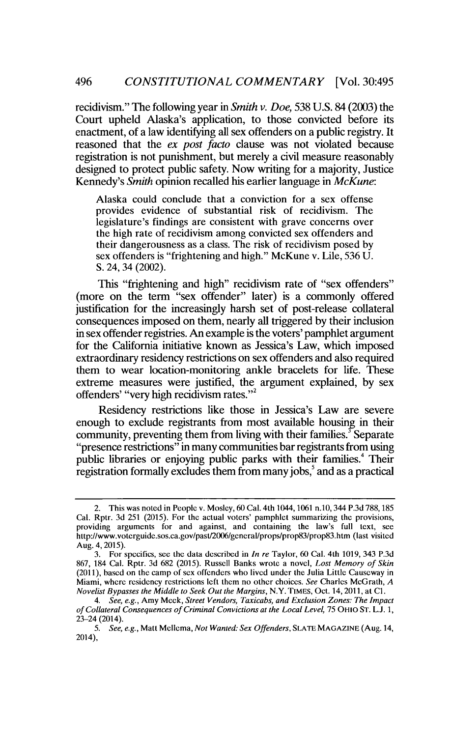recidivism." The following year in *Smith v. Doe,* 538 U.S. 84 (2003) the Court upheld Alaska's application, to those convicted before its enactment, of a law identifying all sex offenders on a public registry. It reasoned that the *ex post facto* clause was not violated because registration is not punishment, but merely a civil measure reasonably designed to protect public safety. Now writing for a majority, Justice Kennedy's *Smith* opinion recalled his earlier language in *McKune*:

> Alaska could conclude that a conviction for a sex offense provides evidence of substantial risk of recidivism. The legislature's findings are consistent with grave concerns over the high rate of recidivism among convicted sex offenders and their dangerousness as a class. The risk of recidivism posed by sex offenders is "frightening and high." McKune v. Lile, 536 U. S. 24, 34 (2002).

This "frightening and high" recidivism rate of "sex offenders" (more on the term "sex offender" later) is a commonly offered justification for the increasingly harsh set of post-release collateral consequences imposed on them, nearly all triggered by their inclusion in sex offender registries. An example is the voters' pamphlet argument for the California initiative known as Jessica's Law, which imposed extraordinary residency restrictions on sex offenders and also required them to wear location-monitoring ankle bracelets for life. These extreme measures were justified, the argument explained, by sex offenders' "very high recidivism rates."[2]

Residency restrictions like those in Jessica's Law are severe enough to exclude registrants from most available housing in their community, preventing them from living with their families.[3] Separate "presence restrictions" in many communities bar registrants from using public libraries or enjoying public parks with their families.[4] Their registration formally excludes them from many jobs,[5] and as a practical

---

2. This was noted in People v. Mosley, 60 Cal. 4th 1044, 1061 n.10, 344 P.3d 788, 185 Cal. Rptr. 3d 251 (2015). For the actual voters' pamphlet summarizing the provisions, providing arguments for and against, and containing the law's full text, see http://www.voterguide.sos.ca.gov/past/2006/general/props/prop83/prop83.htm (last visited Aug. 4, 2015).

3. For specifics, see the data described in *In re* Taylor, 60 Cal. 4th 1019, 343 P.3d 867, 184 Cal. Rptr. 3d 682 (2015). Russell Banks wrote a novel, *Lost Memory of Skin* (2011), based on the camp of sex offenders who lived under the Julia Little Causeway in Miami, where residency restrictions left them no other choices. *See* Charles McGrath, *A Novelist Bypasses the Middle to Seek Out the Margins*, N.Y. TIMES, Oct. 14, 2011, at C1.

4. *See, e.g.*, Amy Meek, *Street Vendors, Taxicabs, and Exclusion Zones: The Impact of Collateral Consequences of Criminal Convictions at the Local Level*, 75 OHIO ST. L.J. 1, 23–24 (2014).

5. *See, e.g.*, Matt Mellema, *Not Wanted: Sex Offenders*, SLATE MAGAZINE (Aug. 14, 2014),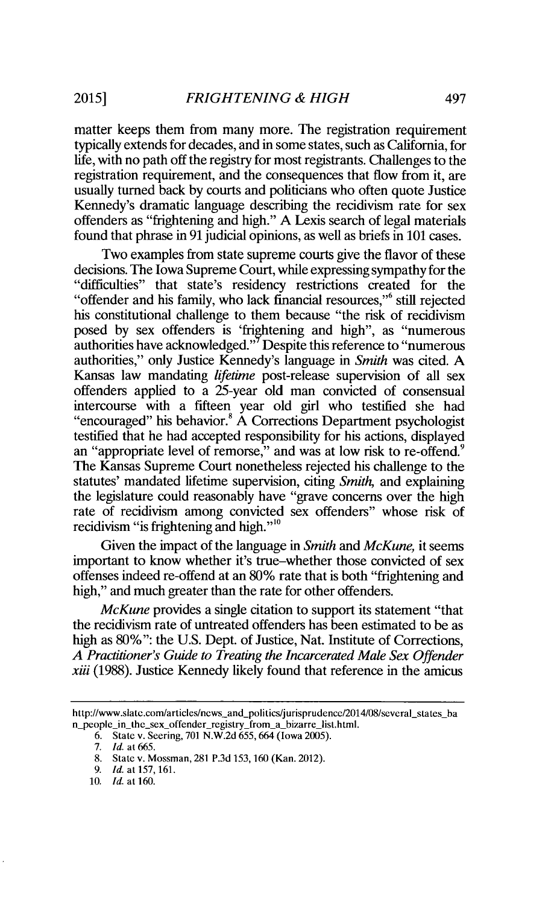matter keeps them from many more. The registration requirement typically extends for decades, and in some states, such as California, for life, with no path off the registry for most registrants. Challenges to the registration requirement, and the consequences that flow from it, are usually turned back by courts and politicians who often quote Justice Kennedy's dramatic language describing the recidivism rate for sex offenders as "frightening and high." A Lexis search of legal materials found that phrase in 91 judicial opinions, as well as briefs in 101 cases.

Two examples from state supreme courts give the flavor of these decisions. The Iowa Supreme Court, while expressing sympathy for the "difficulties" that state's residency restrictions created for the "offender and his family, who lack financial resources,"[6] still rejected his constitutional challenge to them because "the risk of recidivism posed by sex offenders is 'frightening and high", as "numerous authorities have acknowledged."[7] Despite this reference to "numerous authorities," only Justice Kennedy's language in *Smith* was cited. A Kansas law mandating *lifetime* post-release supervision of all sex offenders applied to a 25-year old man convicted of consensual intercourse with a fifteen year old girl who testified she had "encouraged" his behavior.[8] A Corrections Department psychologist testified that he had accepted responsibility for his actions, displayed an "appropriate level of remorse," and was at low risk to re-offend.[9] The Kansas Supreme Court nonetheless rejected his challenge to the statutes' mandated lifetime supervision, citing *Smith*, and explaining the legislature could reasonably have "grave concerns over the high rate of recidivism among convicted sex offenders" whose risk of recidivism "is frightening and high."[10]

Given the impact of the language in *Smith* and *McKune*, it seems important to know whether it's true–whether those convicted of sex offenses indeed re-offend at an 80% rate that is both "frightening and high," and much greater than the rate for other offenders.

*McKune* provides a single citation to support its statement "that the recidivism rate of untreated offenders has been estimated to be as high as 80%": the U.S. Dept. of Justice, Nat. Institute of Corrections, *A Practitioner's Guide to Treating the Incarcerated Male Sex Offender xiii* (1988). Justice Kennedy likely found that reference in the amicus

---

http://www.slate.com/articles/news_and_politics/jurisprudence/2014/08/several_states_ban_people_in_the_sex_offender_registry_from_a_bizarre_list.html.

6. State v. Seering, 701 N.W.2d 655, 664 (Iowa 2005).
7. *Id.* at 665.
8. State v. Mossman, 281 P.3d 153, 160 (Kan. 2012).
9. *Id.* at 157, 161.
10. *Id.* at 160.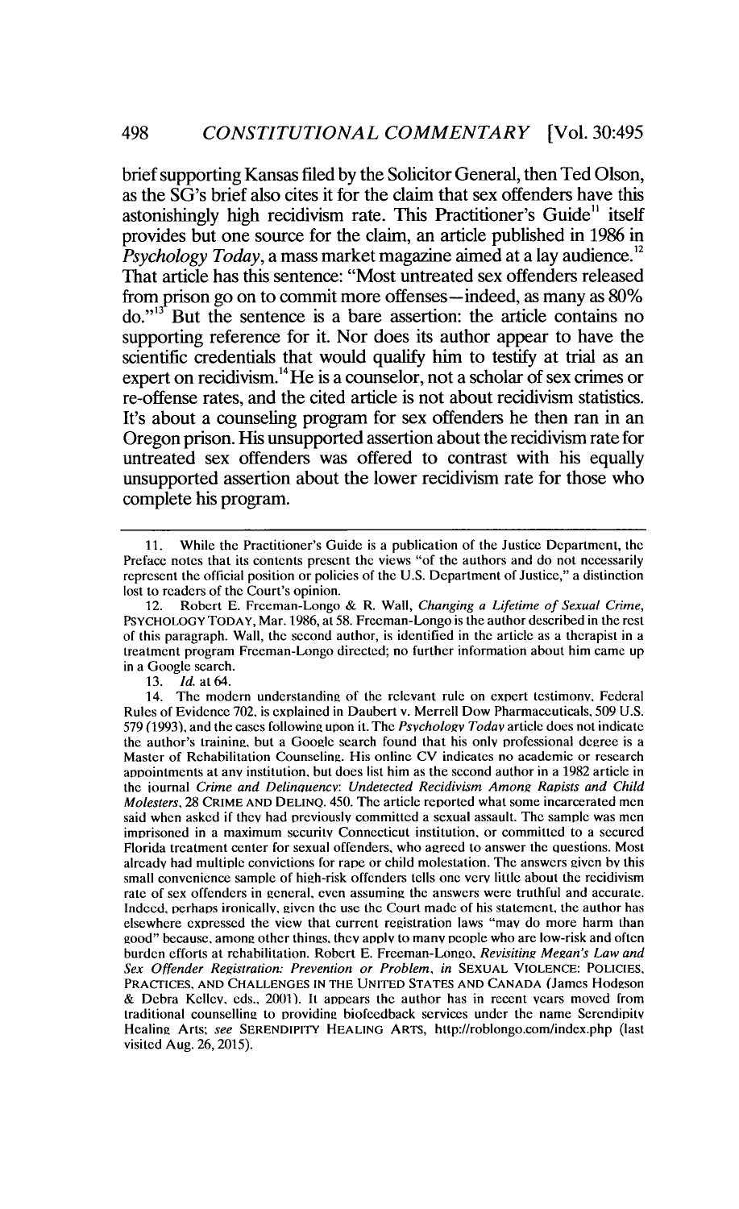brief supporting Kansas filed by the Solicitor General, then Ted Olson, as the SG's brief also cites it for the claim that sex offenders have this astonishingly high recidivism rate. This Practitioner's Guide[11] itself provides but one source for the claim, an article published in 1986 in *Psychology Today*, a mass market magazine aimed at a lay audience.[12] That article has this sentence: "Most untreated sex offenders released from prison go on to commit more offenses—indeed, as many as 80% do."[13] But the sentence is a bare assertion: the article contains no supporting reference for it. Nor does its author appear to have the scientific credentials that would qualify him to testify at trial as an expert on recidivism.[14] He is a counselor, not a scholar of sex crimes or re-offense rates, and the cited article is not about recidivism statistics. It's about a counseling program for sex offenders he then ran in an Oregon prison. His unsupported assertion about the recidivism rate for untreated sex offenders was offered to contrast with his equally unsupported assertion about the lower recidivism rate for those who complete his program.

---

11. While the Practitioner's Guide is a publication of the Justice Department, the Preface notes that its contents present the views "of the authors and do not necessarily represent the official position or policies of the U.S. Department of Justice," a distinction lost to readers of the Court's opinion.

12. Robert E. Freeman-Longo & R. Wall, *Changing a Lifetime of Sexual Crime*, PSYCHOLOGY TODAY, Mar. 1986, at 58. Freeman-Longo is the author described in the rest of this paragraph. Wall, the second author, is identified in the article as a therapist in a treatment program Freeman-Longo directed; no further information about him came up in a Google search.

13. *Id.* at 64.

14. The modern understanding of the relevant rule on expert testimony, Federal Rules of Evidence 702, is explained in Daubert v. Merrell Dow Pharmaceuticals, 509 U.S. 579 (1993), and the cases following upon it. The *Psychology Today* article does not indicate the author's training, but a Google search found that his only professional degree is a Master of Rehabilitation Counseling. His online CV indicates no academic or research appointments at any institution, but does list him as the second author in a 1982 article in the journal *Crime and Delinquency*: *Undetected Recidivism Among Rapists and Child Molesters*, 28 CRIME AND DELINQ. 450. The article reported what some incarcerated men said when asked if they had previously committed a sexual assault. The sample was men imprisoned in a maximum security Connecticut institution, or committed to a secured Florida treatment center for sexual offenders, who agreed to answer the questions. Most already had multiple convictions for rape or child molestation. The answers given by this small convenience sample of high-risk offenders tells one very little about the recidivism rate of sex offenders in general, even assuming the answers were truthful and accurate. Indeed, perhaps ironically, given the use the Court made of his statement, the author has elsewhere expressed the view that current registration laws "may do more harm than good" because, among other things, they apply to many people who are low-risk and often burden efforts at rehabilitation. Robert E. Freeman-Longo, *Revisiting Megan's Law and Sex Offender Registration: Prevention or Problem*, *in* SEXUAL VIOLENCE: POLICIES, PRACTICES, AND CHALLENGES IN THE UNITED STATES AND CANADA (James Hodgson & Debra Kelley, eds., 2001). It appears the author has in recent years moved from traditional counselling to providing biofeedback services under the name Serendipity Healing Arts; *see* SERENDIPITY HEALING ARTS, http://roblongo.com/index.php (last visited Aug. 26, 2015).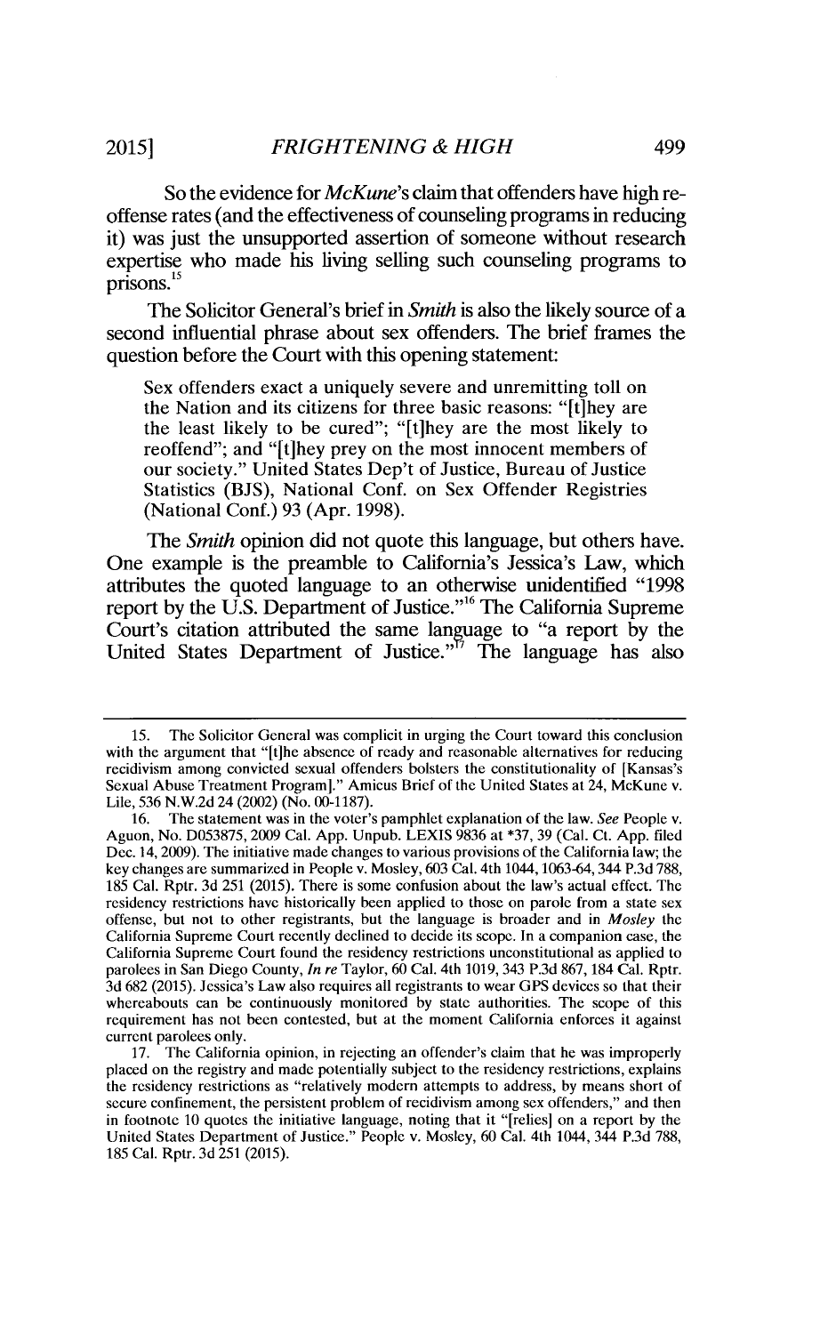So the evidence for *McKune*'s claim that offenders have high re-offense rates (and the effectiveness of counseling programs in reducing it) was just the unsupported assertion of someone without research expertise who made his living selling such counseling programs to prisons.[15]

The Solicitor General's brief in *Smith* is also the likely source of a second influential phrase about sex offenders. The brief frames the question before the Court with this opening statement:

> Sex offenders exact a uniquely severe and unremitting toll on the Nation and its citizens for three basic reasons: "[t]hey are the least likely to be cured"; "[t]hey are the most likely to reoffend"; and "[t]hey prey on the most innocent members of our society." United States Dep't of Justice, Bureau of Justice Statistics (BJS), National Conf. on Sex Offender Registries (National Conf.) 93 (Apr. 1998).

The *Smith* opinion did not quote this language, but others have. One example is the preamble to California's Jessica's Law, which attributes the quoted language to an otherwise unidentified "1998 report by the U.S. Department of Justice."[16] The California Supreme Court's citation attributed the same language to "a report by the United States Department of Justice."[17] The language has also

---

15. The Solicitor General was complicit in urging the Court toward this conclusion with the argument that "[t]he absence of ready and reasonable alternatives for reducing recidivism among convicted sexual offenders bolsters the constitutionality of [Kansas's Sexual Abuse Treatment Program]." Amicus Brief of the United States at 24, McKune v. Lile, 536 N.W.2d 24 (2002) (No. 00-1187).

16. The statement was in the voter's pamphlet explanation of the law. *See* People v. Aguon, No. D053875, 2009 Cal. App. Unpub. LEXIS 9836 at *37, 39 (Cal. Ct. App. filed Dec. 14, 2009). The initiative made changes to various provisions of the California law; the key changes are summarized in People v. Mosley, 603 Cal. 4th 1044, 1063-64, 344 P.3d 788, 185 Cal. Rptr. 3d 251 (2015). There is some confusion about the law's actual effect. The residency restrictions have historically been applied to those on parole from a state sex offense, but not to other registrants, but the language is broader and in *Mosley* the California Supreme Court recently declined to decide its scope. In a companion case, the California Supreme Court found the residency restrictions unconstitutional as applied to parolees in San Diego County, *In re* Taylor, 60 Cal. 4th 1019, 343 P.3d 867, 184 Cal. Rptr. 3d 682 (2015). Jessica's Law also requires all registrants to wear GPS devices so that their whereabouts can be continuously monitored by state authorities. The scope of this requirement has not been contested, but at the moment California enforces it against current parolees only.

17. The California opinion, in rejecting an offender's claim that he was improperly placed on the registry and made potentially subject to the residency restrictions, explains the residency restrictions as "relatively modern attempts to address, by means short of secure confinement, the persistent problem of recidivism among sex offenders," and then in footnote 10 quotes the initiative language, noting that it "[relies] on a report by the United States Department of Justice." People v. Mosley, 60 Cal. 4th 1044, 344 P.3d 788, 185 Cal. Rptr. 3d 251 (2015).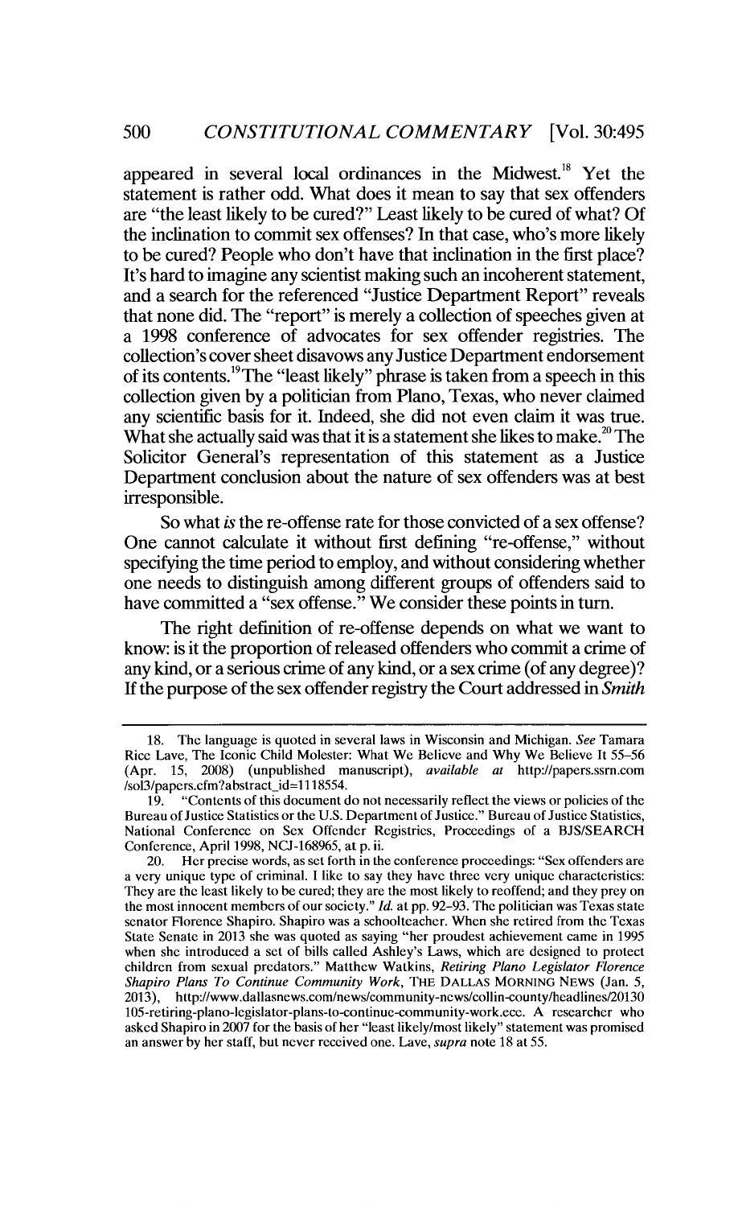appeared in several local ordinances in the Midwest.[18] Yet the statement is rather odd. What does it mean to say that sex offenders are "the least likely to be cured?" Least likely to be cured of what? Of the inclination to commit sex offenses? In that case, who's more likely to be cured? People who don't have that inclination in the first place? It's hard to imagine any scientist making such an incoherent statement, and a search for the referenced "Justice Department Report" reveals that none did. The "report" is merely a collection of speeches given at a 1998 conference of advocates for sex offender registries. The collection's cover sheet disavows any Justice Department endorsement of its contents.[19] The "least likely" phrase is taken from a speech in this collection given by a politician from Plano, Texas, who never claimed any scientific basis for it. Indeed, she did not even claim it was true. What she actually said was that it is a statement she likes to make.[20] The Solicitor General's representation of this statement as a Justice Department conclusion about the nature of sex offenders was at best irresponsible.

So what *is* the re-offense rate for those convicted of a sex offense? One cannot calculate it without first defining "re-offense," without specifying the time period to employ, and without considering whether one needs to distinguish among different groups of offenders said to have committed a "sex offense." We consider these points in turn.

The right definition of re-offense depends on what we want to know: is it the proportion of released offenders who commit a crime of any kind, or a serious crime of any kind, or a sex crime (of any degree)? If the purpose of the sex offender registry the Court addressed in *Smith*

---

18. The language is quoted in several laws in Wisconsin and Michigan. *See* Tamara Rice Lave, The Iconic Child Molester: What We Believe and Why We Believe It 55–56 (Apr. 15, 2008) (unpublished manuscript), *available at* http://papers.ssrn.com/sol3/papers.cfm?abstract_id=1118554.

19. "Contents of this document do not necessarily reflect the views or policies of the Bureau of Justice Statistics or the U.S. Department of Justice." Bureau of Justice Statistics, National Conference on Sex Offender Registries, Proceedings of a BJS/SEARCH Conference, April 1998, NCJ-168965, at p. ii.

20. Her precise words, as set forth in the conference proceedings: "Sex offenders are a very unique type of criminal. I like to say they have three very unique characteristics: They are the least likely to be cured; they are the most likely to reoffend; and they prey on the most innocent members of our society." *Id.* at pp. 92–93. The politician was Texas state senator Florence Shapiro. Shapiro was a schoolteacher. When she retired from the Texas State Senate in 2013 she was quoted as saying "her proudest achievement came in 1995 when she introduced a set of bills called Ashley's Laws, which are designed to protect children from sexual predators." Matthew Watkins, *Retiring Plano Legislator Florence Shapiro Plans To Continue Community Work*, THE DALLAS MORNING NEWS (Jan. 5, 2013), http://www.dallasnews.com/news/community-news/collin-county/headlines/20130105-retiring-plano-legislator-plans-to-continue-community-work.ece. A researcher who asked Shapiro in 2007 for the basis of her "least likely/most likely" statement was promised an answer by her staff, but never received one. Lave, *supra* note 18 at 55.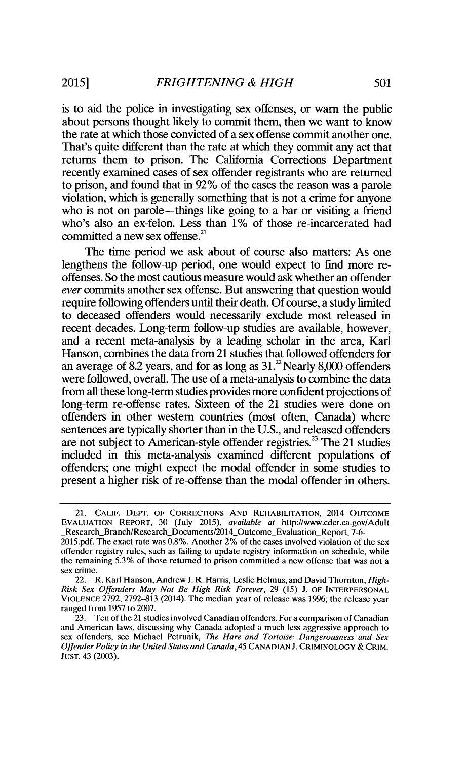is to aid the police in investigating sex offenses, or warn the public about persons thought likely to commit them, then we want to know the rate at which those convicted of a sex offense commit another one. That's quite different than the rate at which they commit any act that returns them to prison. The California Corrections Department recently examined cases of sex offender registrants who are returned to prison, and found that in 92% of the cases the reason was a parole violation, which is generally something that is not a crime for anyone who is not on parole—things like going to a bar or visiting a friend who's also an ex-felon. Less than 1% of those re-incarcerated had committed a new sex offense.[21]

The time period we ask about of course also matters: As one lengthens the follow-up period, one would expect to find more re-offenses. So the most cautious measure would ask whether an offender *ever* commits another sex offense. But answering that question would require following offenders until their death. Of course, a study limited to deceased offenders would necessarily exclude most released in recent decades. Long-term follow-up studies are available, however, and a recent meta-analysis by a leading scholar in the area, Karl Hanson, combines the data from 21 studies that followed offenders for an average of 8.2 years, and for as long as 31.[22] Nearly 8,000 offenders were followed, overall. The use of a meta-analysis to combine the data from all these long-term studies provides more confident projections of long-term re-offense rates. Sixteen of the 21 studies were done on offenders in other western countries (most often, Canada) where sentences are typically shorter than in the U.S., and released offenders are not subject to American-style offender registries.[23] The 21 studies included in this meta-analysis examined different populations of offenders; one might expect the modal offender in some studies to present a higher risk of re-offense than the modal offender in others.

---

21. CALIF. DEPT. OF CORRECTIONS AND REHABILITATION, 2014 OUTCOME EVALUATION REPORT, 30 (July 2015), *available at* http://www.cdcr.ca.gov/Adult_Research_Branch/Research_Documents/2014_Outcome_Evaluation_Report_7-6-2015.pdf. The exact rate was 0.8%. Another 2% of the cases involved violation of the sex offender registry rules, such as failing to update registry information on schedule, while the remaining 5.3% of those returned to prison committed a new offense that was not a sex crime.

22. R. Karl Hanson, Andrew J. R. Harris, Leslie Helmus, and David Thornton, *High-Risk Sex Offenders May Not Be High Risk Forever*, 29 (15) J. OF INTERPERSONAL VIOLENCE 2792, 2792–813 (2014). The median year of release was 1996; the release year ranged from 1957 to 2007.

23. Ten of the 21 studies involved Canadian offenders. For a comparison of Canadian and American laws, discussing why Canada adopted a much less aggressive approach to sex offenders, see Michael Petrunik, *The Hare and Tortoise: Dangerousness and Sex Offender Policy in the United States and Canada*, 45 CANADIAN J. CRIMINOLOGY & CRIM. JUST. 43 (2003).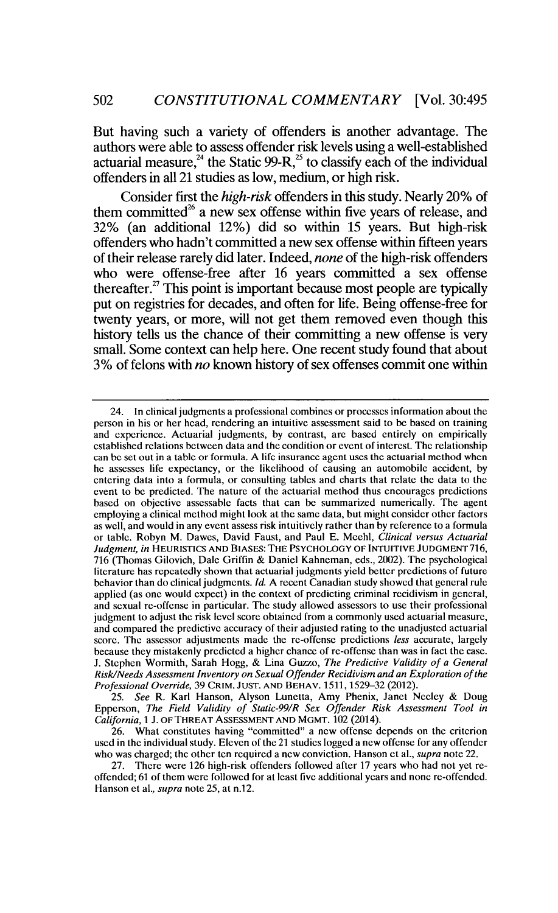But having such a variety of offenders is another advantage. The authors were able to assess offender risk levels using a well-established actuarial measure,[24] the Static 99-R,[25] to classify each of the individual offenders in all 21 studies as low, medium, or high risk.

Consider first the *high-risk* offenders in this study. Nearly 20% of them committed[26] a new sex offense within five years of release, and 32% (an additional 12%) did so within 15 years. But high-risk offenders who hadn't committed a new sex offense within fifteen years of their release rarely did later. Indeed, *none* of the high-risk offenders who were offense-free after 16 years committed a sex offense thereafter.[27] This point is important because most people are typically put on registries for decades, and often for life. Being offense-free for twenty years, or more, will not get them removed even though this history tells us the chance of their committing a new offense is very small. Some context can help here. One recent study found that about 3% of felons with *no* known history of sex offenses commit one within

---

24. In clinical judgments a professional combines or processes information about the person in his or her head, rendering an intuitive assessment said to be based on training and experience. Actuarial judgments, by contrast, are based entirely on empirically established relations between data and the condition or event of interest. The relationship can be set out in a table or formula. A life insurance agent uses the actuarial method when he assesses life expectancy, or the likelihood of causing an automobile accident, by entering data into a formula, or consulting tables and charts that relate the data to the event to be predicted. The nature of the actuarial method thus encourages predictions based on objective assessable facts that can be summarized numerically. The agent employing a clinical method might look at the same data, but might consider other factors as well, and would in any event assess risk intuitively rather than by reference to a formula or table. Robyn M. Dawes, David Faust, and Paul E. Meehl, *Clinical versus Actuarial Judgment*, *in* HEURISTICS AND BIASES: THE PSYCHOLOGY OF INTUITIVE JUDGMENT 716, 716 (Thomas Gilovich, Dale Griffin & Daniel Kahneman, eds., 2002). The psychological literature has repeatedly shown that actuarial judgments yield better predictions of future behavior than do clinical judgments. *Id.* A recent Canadian study showed that general rule applied (as one would expect) in the context of predicting criminal recidivism in general, and sexual re-offense in particular. The study allowed assessors to use their professional judgment to adjust the risk level score obtained from a commonly used actuarial measure, and compared the predictive accuracy of their adjusted rating to the unadjusted actuarial score. The assessor adjustments made the re-offense predictions *less* accurate, largely because they mistakenly predicted a higher chance of re-offense than was in fact the case. J. Stephen Wormith, Sarah Hogg, & Lina Guzzo, *The Predictive Validity of a General Risk/Needs Assessment Inventory on Sexual Offender Recidivism and an Exploration of the Professional Override*, 39 CRIM. JUST. AND BEHAV. 1511, 1529–32 (2012).

25. *See* R. Karl Hanson, Alyson Lunetta, Amy Phenix, Janet Neeley & Doug Epperson, *The Field Validity of Static-99/R Sex Offender Risk Assessment Tool in California*, 1 J. OF THREAT ASSESSMENT AND MGMT. 102 (2014).

26. What constitutes having "committed" a new offense depends on the criterion used in the individual study. Eleven of the 21 studies logged a new offense for any offender who was charged; the other ten required a new conviction. Hanson et al., *supra* note 22.

27. There were 126 high-risk offenders followed after 17 years who had not yet re-offended; 61 of them were followed for at least five additional years and none re-offended. Hanson et al., *supra* note 25, at n.12.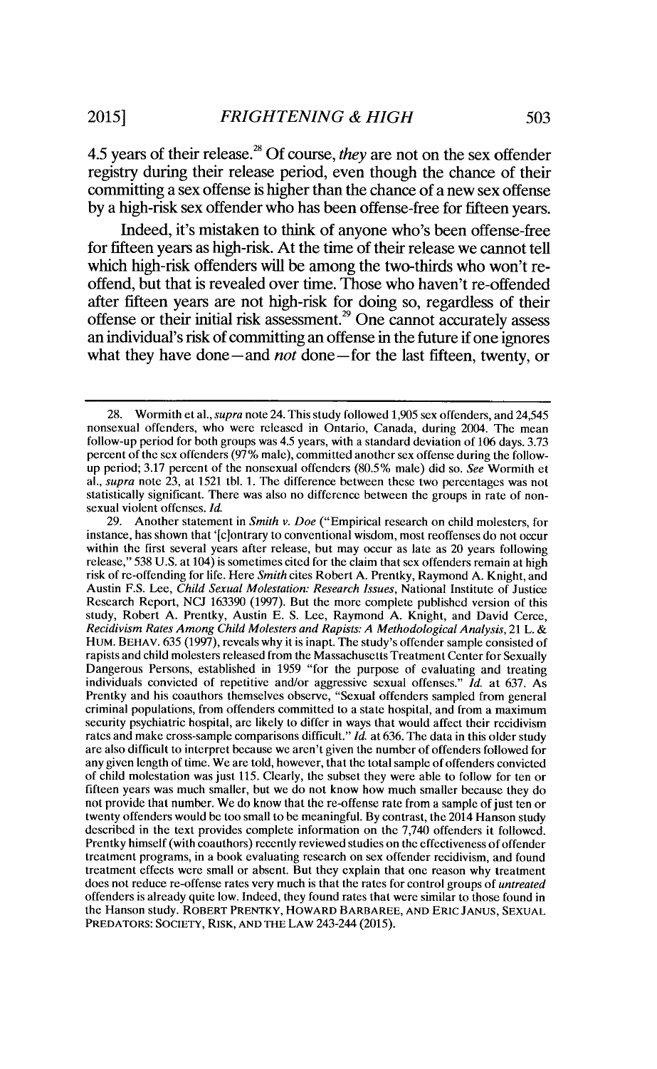4.5 years of their release.[28] Of course, *they* are not on the sex offender registry during their release period, even though the chance of their committing a sex offense is higher than the chance of a new sex offense by a high-risk sex offender who has been offense-free for fifteen years.

Indeed, it's mistaken to think of anyone who's been offense-free for fifteen years as high-risk. At the time of their release we cannot tell which high-risk offenders will be among the two-thirds who won't re-offend, but that is revealed over time. Those who haven't re-offended after fifteen years are not high-risk for doing so, regardless of their offense or their initial risk assessment.[29] One cannot accurately assess an individual's risk of committing an offense in the future if one ignores what they have done—and *not* done—for the last fifteen, twenty, or

---

28. Wormith et al., *supra* note 24. This study followed 1,905 sex offenders, and 24,545 nonsexual offenders, who were released in Ontario, Canada, during 2004. The mean follow-up period for both groups was 4.5 years, with a standard deviation of 106 days. 3.73 percent of the sex offenders (97% male), committed another sex offense during the follow-up period; 3.17 percent of the nonsexual offenders (80.5% male) did so. *See* Wormith et al., *supra* note 23, at 1521 tbl. 1. The difference between these two percentages was not statistically significant. There was also no difference between the groups in rate of nonsexual violent offenses. *Id.*

29. Another statement in *Smith v. Doe* ("Empirical research on child molesters, for instance, has shown that '[c]ontrary to conventional wisdom, most reoffenses do not occur within the first several years after release, but may occur as late as 20 years following release," 538 U.S. at 104) is sometimes cited for the claim that sex offenders remain at high risk of re-offending for life. Here *Smith* cites Robert A. Prentky, Raymond A. Knight, and Austin F.S. Lee, *Child Sexual Molestation: Research Issues*, National Institute of Justice Research Report, NCJ 163390 (1997). But the more complete published version of this study, Robert A. Prentky, Austin E. S. Lee, Raymond A. Knight, and David Cerce, *Recidivism Rates Among Child Molesters and Rapists: A Methodological Analysis*, 21 L. & HUM. BEHAV. 635 (1997), reveals why it is inapt. The study's offender sample consisted of rapists and child molesters released from the Massachusetts Treatment Center for Sexually Dangerous Persons, established in 1959 "for the purpose of evaluating and treating individuals convicted of repetitive and/or aggressive sexual offenses." *Id.* at 637. As Prentky and his coauthors themselves observe, "Sexual offenders sampled from general criminal populations, from offenders committed to a state hospital, and from a maximum security psychiatric hospital, are likely to differ in ways that would affect their recidivism rates and make cross-sample comparisons difficult." *Id.* at 636. The data in this older study are also difficult to interpret because we aren't given the number of offenders followed for any given length of time. We are told, however, that the total sample of offenders convicted of child molestation was just 115. Clearly, the subset they were able to follow for ten or fifteen years was much smaller, but we do not know how much smaller because they do not provide that number. We do know that the re-offense rate from a sample of just ten or twenty offenders would be too small to be meaningful. By contrast, the 2014 Hanson study described in the text provides complete information on the 7,740 offenders it followed. Prentky himself (with coauthors) recently reviewed studies on the effectiveness of offender treatment programs, in a book evaluating research on sex offender recidivism, and found treatment effects were small or absent. But they explain that one reason why treatment does not reduce re-offense rates very much is that the rates for control groups of *untreated* offenders is already quite low. Indeed, they found rates that were similar to those found in the Hanson study. ROBERT PRENTKY, HOWARD BARBAREE, AND ERIC JANUS, SEXUAL PREDATORS: SOCIETY, RISK, AND THE LAW 243-244 (2015).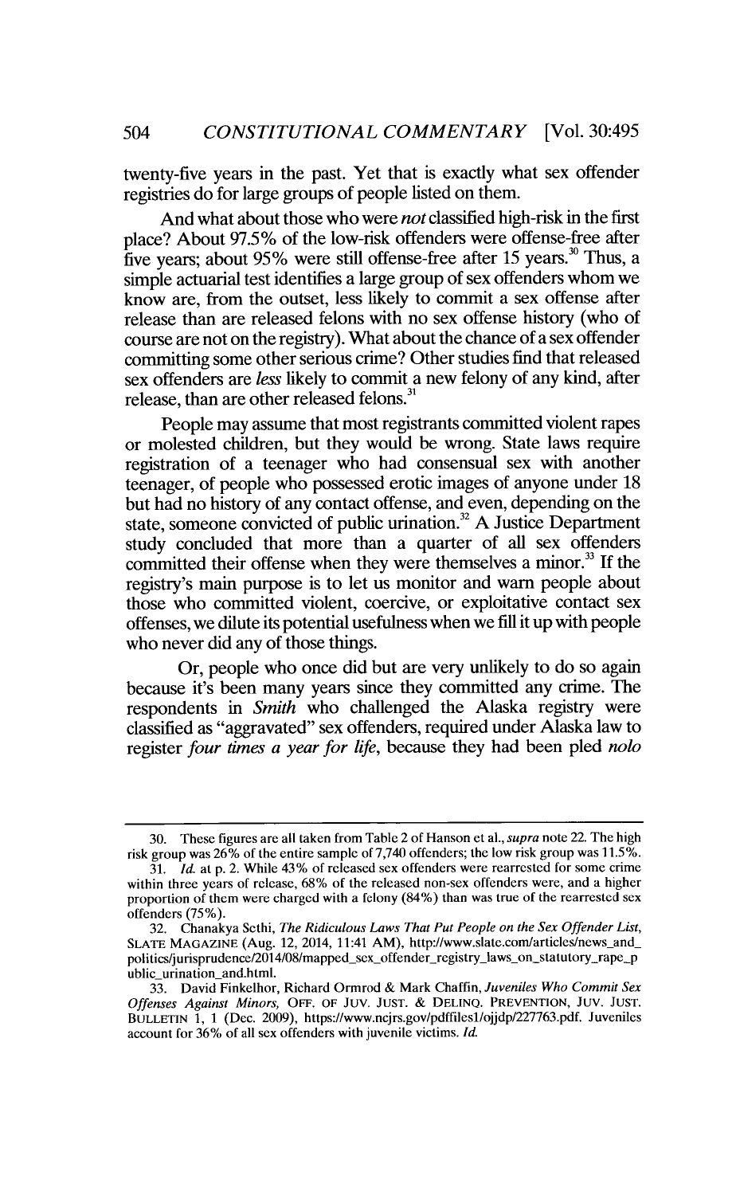twenty-five years in the past. Yet that is exactly what sex offender registries do for large groups of people listed on them.

And what about those who were *not* classified high-risk in the first place? About 97.5% of the low-risk offenders were offense-free after five years; about 95% were still offense-free after 15 years.[30] Thus, a simple actuarial test identifies a large group of sex offenders whom we know are, from the outset, less likely to commit a sex offense after release than are released felons with no sex offense history (who of course are not on the registry). What about the chance of a sex offender committing some other serious crime? Other studies find that released sex offenders are *less* likely to commit a new felony of any kind, after release, than are other released felons.[31]

People may assume that most registrants committed violent rapes or molested children, but they would be wrong. State laws require registration of a teenager who had consensual sex with another teenager, of people who possessed erotic images of anyone under 18 but had no history of any contact offense, and even, depending on the state, someone convicted of public urination.[32] A Justice Department study concluded that more than a quarter of all sex offenders committed their offense when they were themselves a minor.[33] If the registry's main purpose is to let us monitor and warn people about those who committed violent, coercive, or exploitative contact sex offenses, we dilute its potential usefulness when we fill it up with people who never did any of those things.

Or, people who once did but are very unlikely to do so again because it's been many years since they committed any crime. The respondents in *Smith* who challenged the Alaska registry were classified as "aggravated" sex offenders, required under Alaska law to register *four times a year for life*, because they had been pled *nolo*

---

30. These figures are all taken from Table 2 of Hanson et al., *supra* note 22. The high risk group was 26% of the entire sample of 7,740 offenders; the low risk group was 11.5%.

31. *Id.* at p. 2. While 43% of released sex offenders were rearrested for some crime within three years of release, 68% of the released non-sex offenders were, and a higher proportion of them were charged with a felony (84%) than was true of the rearrested sex offenders (75%).

32. Chanakya Sethi, *The Ridiculous Laws That Put People on the Sex Offender List*, SLATE MAGAZINE (Aug. 12, 2014, 11:41 AM), http://www.slate.com/articles/news_and_politics/jurisprudence/2014/08/mapped_sex_offender_registry_laws_on_statutory_rape_public_urination_and.html.

33. David Finkelhor, Richard Ormrod & Mark Chaffin, *Juveniles Who Commit Sex Offenses Against Minors*, OFF. OF JUV. JUST. & DELINQ. PREVENTION, JUV. JUST. BULLETIN 1, 1 (Dec. 2009), https://www.ncjrs.gov/pdffiles1/ojjdp/227763.pdf. Juveniles account for 36% of all sex offenders with juvenile victims. *Id.*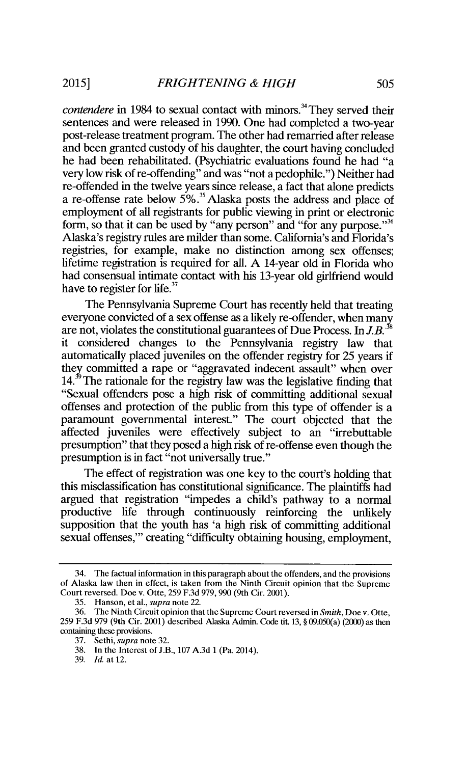*contendere* in 1984 to sexual contact with minors.[34] They served their sentences and were released in 1990. One had completed a two-year post-release treatment program. The other had remarried after release and been granted custody of his daughter, the court having concluded he had been rehabilitated. (Psychiatric evaluations found he had "a very low risk of re-offending" and was "not a pedophile.") Neither had re-offended in the twelve years since release, a fact that alone predicts a re-offense rate below 5%.[35] Alaska posts the address and place of employment of all registrants for public viewing in print or electronic form, so that it can be used by "any person" and "for any purpose."[36] Alaska's registry rules are milder than some. California's and Florida's registries, for example, make no distinction among sex offenses; lifetime registration is required for all. A 14-year old in Florida who had consensual intimate contact with his 13-year old girlfriend would have to register for life.[37]

The Pennsylvania Supreme Court has recently held that treating everyone convicted of a sex offense as a likely re-offender, when many are not, violates the constitutional guarantees of Due Process. In *J.B.*[38] it considered changes to the Pennsylvania registry law that automatically placed juveniles on the offender registry for 25 years if they committed a rape or "aggravated indecent assault" when over 14.[39] The rationale for the registry law was the legislative finding that "Sexual offenders pose a high risk of committing additional sexual offenses and protection of the public from this type of offender is a paramount governmental interest." The court objected that the affected juveniles were effectively subject to an "irrebuttable presumption" that they posed a high risk of re-offense even though the presumption is in fact "not universally true."

The effect of registration was one key to the court's holding that this misclassification has constitutional significance. The plaintiffs had argued that registration "impedes a child's pathway to a normal productive life through continuously reinforcing the unlikely supposition that the youth has 'a high risk of committing additional sexual offenses,'" creating "difficulty obtaining housing, employment,

---

34. The factual information in this paragraph about the offenders, and the provisions of Alaska law then in effect, is taken from the Ninth Circuit opinion that the Supreme Court reversed. Doe v. Otte, 259 F.3d 979, 990 (9th Cir. 2001).

35. Hanson, et al., *supra* note 22.

36. The Ninth Circuit opinion that the Supreme Court reversed in *Smith*, Doe v. Otte, 259 F.3d 979 (9th Cir. 2001) described Alaska Admin. Code tit. 13, § 09.050(a) (2000) as then containing these provisions.

37. Sethi, *supra* note 32.

38. In the Interest of J.B., 107 A.3d 1 (Pa. 2014).

39. *Id.* at 12.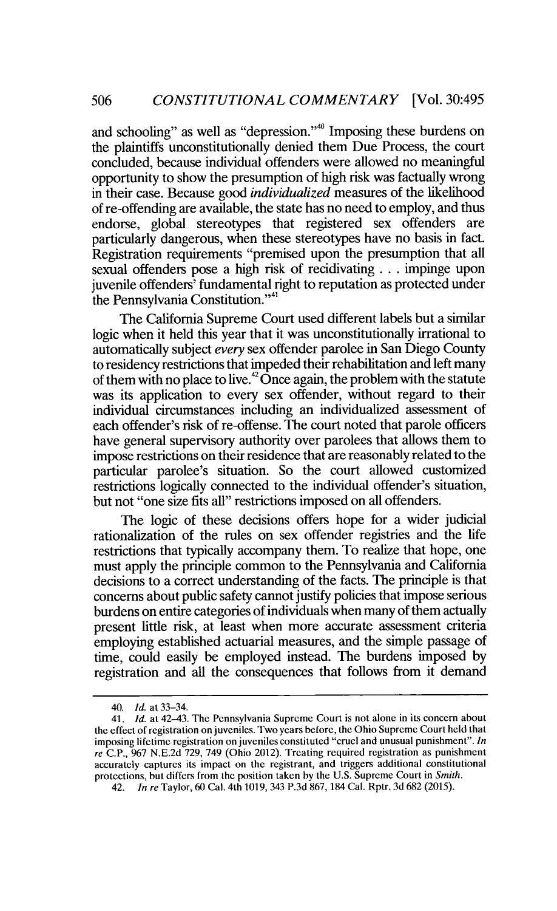and schooling" as well as "depression."[40] Imposing these burdens on the plaintiffs unconstitutionally denied them Due Process, the court concluded, because individual offenders were allowed no meaningful opportunity to show the presumption of high risk was factually wrong in their case. Because good *individualized* measures of the likelihood of re-offending are available, the state has no need to employ, and thus endorse, global stereotypes that registered sex offenders are particularly dangerous, when these stereotypes have no basis in fact. Registration requirements "premised upon the presumption that all sexual offenders pose a high risk of recidivating . . . impinge upon juvenile offenders' fundamental right to reputation as protected under the Pennsylvania Constitution."[41]

The California Supreme Court used different labels but a similar logic when it held this year that it was unconstitutionally irrational to automatically subject *every* sex offender parolee in San Diego County to residency restrictions that impeded their rehabilitation and left many of them with no place to live.[42] Once again, the problem with the statute was its application to every sex offender, without regard to their individual circumstances including an individualized assessment of each offender's risk of re-offense. The court noted that parole officers have general supervisory authority over parolees that allows them to impose restrictions on their residence that are reasonably related to the particular parolee's situation. So the court allowed customized restrictions logically connected to the individual offender's situation, but not "one size fits all" restrictions imposed on all offenders.

The logic of these decisions offers hope for a wider judicial rationalization of the rules on sex offender registries and the life restrictions that typically accompany them. To realize that hope, one must apply the principle common to the Pennsylvania and California decisions to a correct understanding of the facts. The principle is that concerns about public safety cannot justify policies that impose serious burdens on entire categories of individuals when many of them actually present little risk, at least when more accurate assessment criteria employing established actuarial measures, and the simple passage of time, could easily be employed instead. The burdens imposed by registration and all the consequences that follows from it demand

---

40. *Id.* at 33–34.

41. *Id.* at 42–43. The Pennsylvania Supreme Court is not alone in its concern about the effect of registration on juveniles. Two years before, the Ohio Supreme Court held that imposing lifetime registration on juveniles constituted "cruel and unusual punishment". *In re* C.P., 967 N.E.2d 729, 749 (Ohio 2012). Treating required registration as punishment accurately captures its impact on the registrant, and triggers additional constitutional protections, but differs from the position taken by the U.S. Supreme Court in *Smith*.

42. *In re* Taylor, 60 Cal. 4th 1019, 343 P.3d 867, 184 Cal. Rptr. 3d 682 (2015).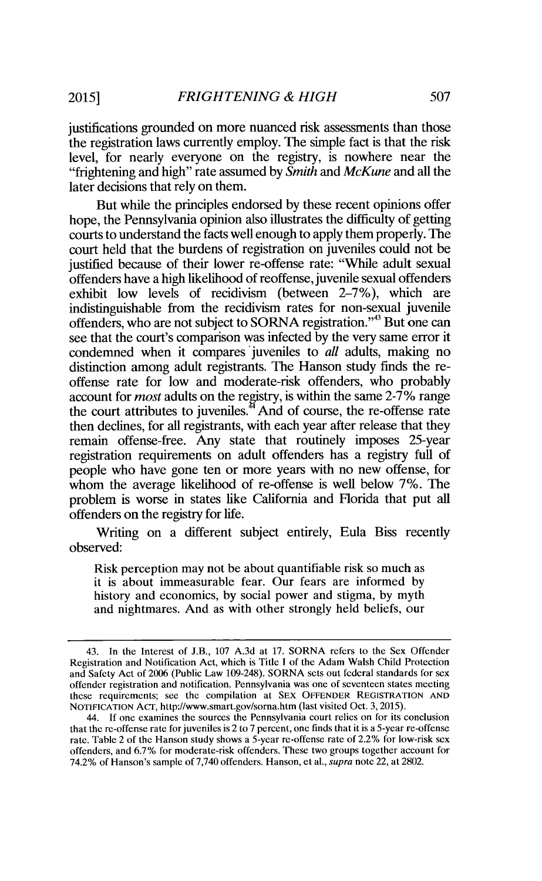justifications grounded on more nuanced risk assessments than those the registration laws currently employ. The simple fact is that the risk level, for nearly everyone on the registry, is nowhere near the "frightening and high" rate assumed by *Smith* and *McKune* and all the later decisions that rely on them.

But while the principles endorsed by these recent opinions offer hope, the Pennsylvania opinion also illustrates the difficulty of getting courts to understand the facts well enough to apply them properly. The court held that the burdens of registration on juveniles could not be justified because of their lower re-offense rate: "While adult sexual offenders have a high likelihood of reoffense, juvenile sexual offenders exhibit low levels of recidivism (between 2–7%), which are indistinguishable from the recidivism rates for non-sexual juvenile offenders, who are not subject to SORNA registration."[43] But one can see that the court's comparison was infected by the very same error it condemned when it compares juveniles to *all* adults, making no distinction among adult registrants. The Hanson study finds the re-offense rate for low and moderate-risk offenders, who probably account for *most* adults on the registry, is within the same 2-7% range the court attributes to juveniles.[44] And of course, the re-offense rate then declines, for all registrants, with each year after release that they remain offense-free. Any state that routinely imposes 25-year registration requirements on adult offenders has a registry full of people who have gone ten or more years with no new offense, for whom the average likelihood of re-offense is well below 7%. The problem is worse in states like California and Florida that put all offenders on the registry for life.

Writing on a different subject entirely, Eula Biss recently observed:

> Risk perception may not be about quantifiable risk so much as it is about immeasurable fear. Our fears are informed by history and economics, by social power and stigma, by myth and nightmares. And as with other strongly held beliefs, our

---

43. In the Interest of J.B., 107 A.3d at 17. SORNA refers to the Sex Offender Registration and Notification Act, which is Title I of the Adam Walsh Child Protection and Safety Act of 2006 (Public Law 109-248). SORNA sets out federal standards for sex offender registration and notification. Pennsylvania was one of seventeen states meeting these requirements; see the compilation at SEX OFFENDER REGISTRATION AND NOTIFICATION ACT, http://www.smart.gov/sorna.htm (last visited Oct. 3, 2015).

44. If one examines the sources the Pennsylvania court relies on for its conclusion that the re-offense rate for juveniles is 2 to 7 percent, one finds that it is a 5-year re-offense rate. Table 2 of the Hanson study shows a 5-year re-offense rate of 2.2% for low-risk sex offenders, and 6.7% for moderate-risk offenders. These two groups together account for 74.2% of Hanson's sample of 7,740 offenders. Hanson, et al., *supra* note 22, at 2802.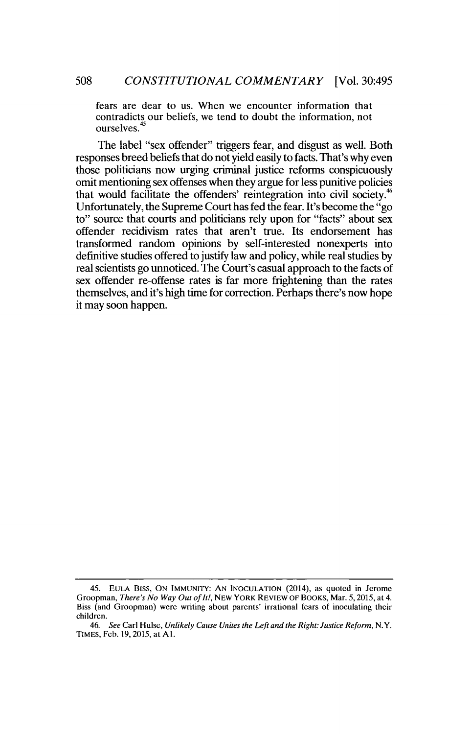> fears are dear to us. When we encounter information that contradicts our beliefs, we tend to doubt the information, not ourselves.[45]

The label "sex offender" triggers fear, and disgust as well. Both responses breed beliefs that do not yield easily to facts. That's why even those politicians now urging criminal justice reforms conspicuously omit mentioning sex offenses when they argue for less punitive policies that would facilitate the offenders' reintegration into civil society.[46] Unfortunately, the Supreme Court has fed the fear. It's become the "go to" source that courts and politicians rely upon for "facts" about sex offender recidivism rates that aren't true. Its endorsement has transformed random opinions by self-interested nonexperts into definitive studies offered to justify law and policy, while real studies by real scientists go unnoticed. The Court's casual approach to the facts of sex offender re-offense rates is far more frightening than the rates themselves, and it's high time for correction. Perhaps there's now hope it may soon happen.

---

45. EULA BISS, ON IMMUNITY: AN INOCULATION (2014), as quoted in Jerome Groopman, *There's No Way Out of It!*, NEW YORK REVIEW OF BOOKS, Mar. 5, 2015, at 4. Biss (and Groopman) were writing about parents' irrational fears of inoculating their children.

46. *See* Carl Hulse, *Unlikely Cause Unites the Left and the Right: Justice Reform*, N.Y. TIMES, Feb. 19, 2015, at A1.